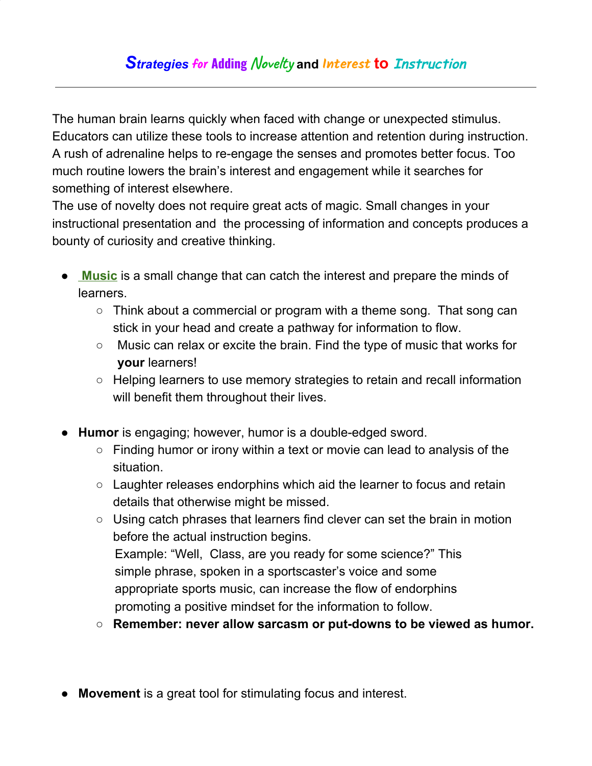# Strategies for Adding Novelty and Interest to Instruction

---

The human brain learns quickly when faced with change or unexpected stimulus. Educators can utilize these tools to increase attention and retention during instruction. A rush of adrenaline helps to re-engage the senses and promotes better focus. Too much routine lowers the brain's interest and engagement while it searches for something of interest elsewhere.
The use of novelty does not require great acts of magic. Small changes in your instructional presentation and the processing of information and concepts produces a bounty of curiosity and creative thinking.

- **Music** is a small change that can catch the interest and prepare the minds of learners.
  - Think about a commercial or program with a theme song. That song can stick in your head and create a pathway for information to flow.
  - Music can relax or excite the brain. Find the type of music that works for **your** learners!
  - Helping learners to use memory strategies to retain and recall information will benefit them throughout their lives.

- **Humor** is engaging; however, humor is a double-edged sword.
  - Finding humor or irony within a text or movie can lead to analysis of the situation.
  - Laughter releases endorphins which aid the learner to focus and retain details that otherwise might be missed.
  - Using catch phrases that learners find clever can set the brain in motion before the actual instruction begins.
    Example: "Well, Class, are you ready for some science?" This simple phrase, spoken in a sportscaster's voice and some appropriate sports music, can increase the flow of endorphins promoting a positive mindset for the information to follow.
  - **Remember: never allow sarcasm or put-downs to be viewed as humor.**

- **Movement** is a great tool for stimulating focus and interest.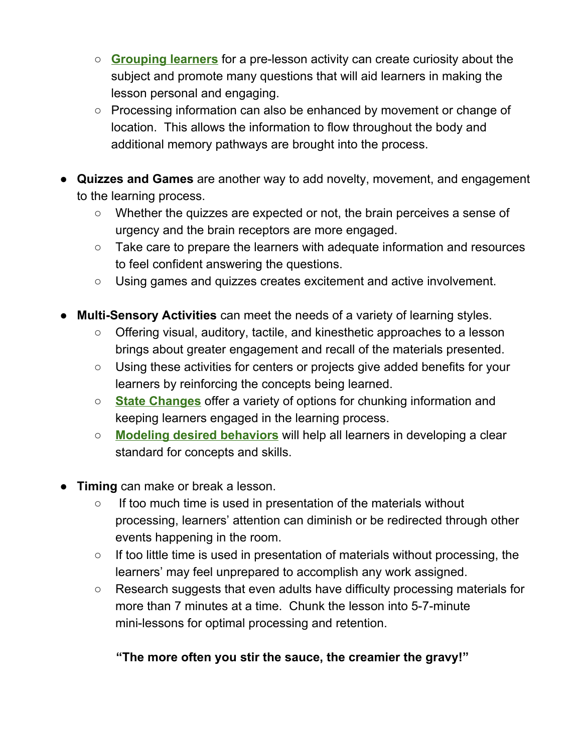- **Grouping learners** for a pre-lesson activity can create curiosity about the subject and promote many questions that will aid learners in making the lesson personal and engaging.
    - Processing information can also be enhanced by movement or change of location. This allows the information to flow throughout the body and additional memory pathways are brought into the process.

- **Quizzes and Games** are another way to add novelty, movement, and engagement to the learning process.
    - Whether the quizzes are expected or not, the brain perceives a sense of urgency and the brain receptors are more engaged.
    - Take care to prepare the learners with adequate information and resources to feel confident answering the questions.
    - Using games and quizzes creates excitement and active involvement.

- **Multi-Sensory Activities** can meet the needs of a variety of learning styles.
    - Offering visual, auditory, tactile, and kinesthetic approaches to a lesson brings about greater engagement and recall of the materials presented.
    - Using these activities for centers or projects give added benefits for your learners by reinforcing the concepts being learned.
    - **State Changes** offer a variety of options for chunking information and keeping learners engaged in the learning process.
    - **Modeling desired behaviors** will help all learners in developing a clear standard for concepts and skills.

- **Timing** can make or break a lesson.
    - If too much time is used in presentation of the materials without processing, learners' attention can diminish or be redirected through other events happening in the room.
    - If too little time is used in presentation of materials without processing, the learners' may feel unprepared to accomplish any work assigned.
    - Research suggests that even adults have difficulty processing materials for more than 7 minutes at a time. Chunk the lesson into 5-7-minute mini-lessons for optimal processing and retention.

**"The more often you stir the sauce, the creamier the gravy!"**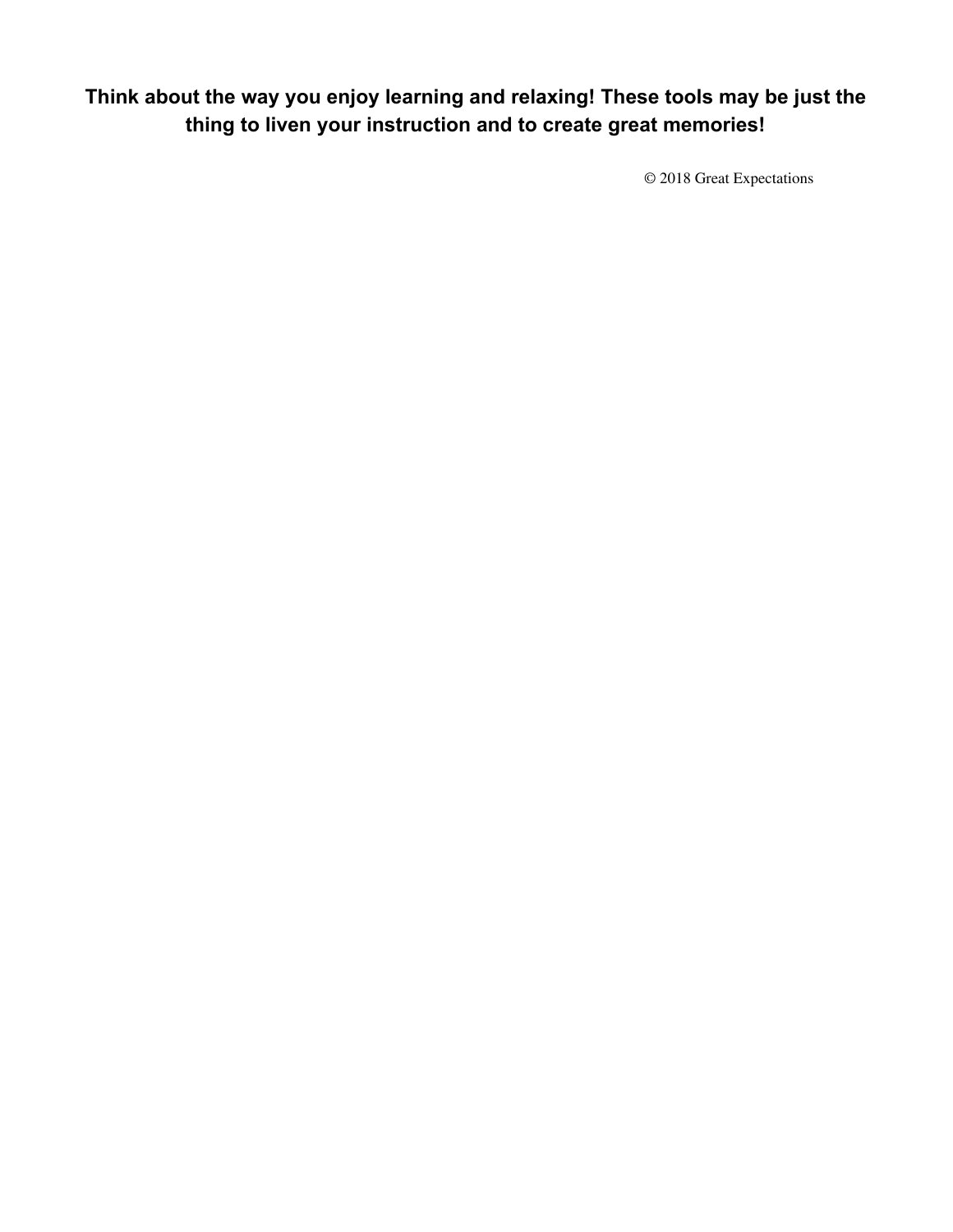**Think about the way you enjoy learning and relaxing! These tools may be just the thing to liven your instruction and to create great memories!**

© 2018 Great Expectations